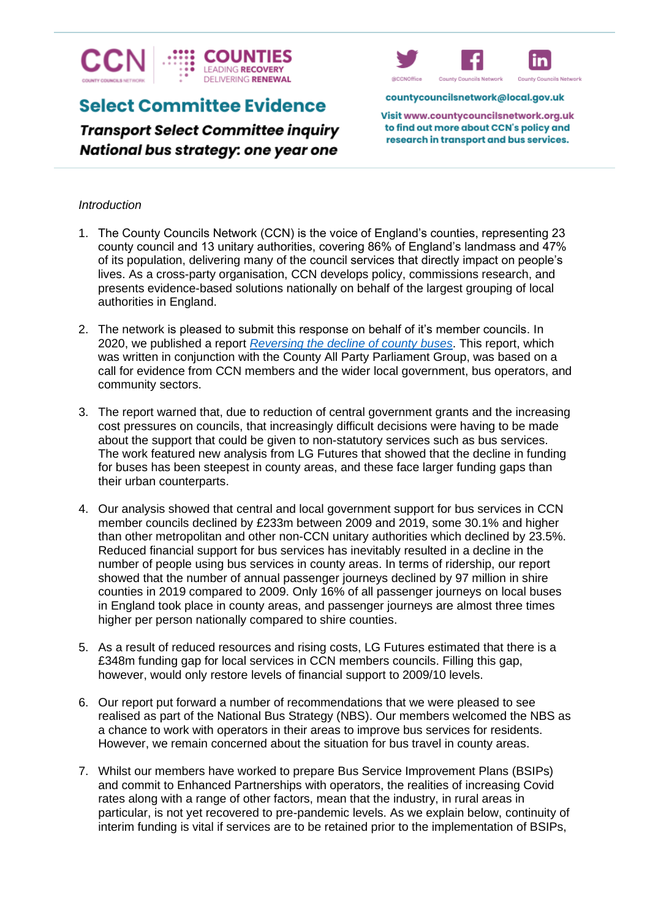CCN | COUNTIES LEADING RECOVERY DELIVERING RENEWAL

# Select Committee Evidence

***Transport Select Committee inquiry National bus strategy: one year one***

@CCNOffice | County Councils Network | County Councils Network

countycouncilsnetwork@local.gov.uk

Visit www.countycouncilsnetwork.org.uk to find out more about CCN's policy and research in transport and bus services.

*Introduction*

1. The County Councils Network (CCN) is the voice of England's counties, representing 23 county council and 13 unitary authorities, covering 86% of England's landmass and 47% of its population, delivering many of the council services that directly impact on people's lives. As a cross-party organisation, CCN develops policy, commissions research, and presents evidence-based solutions nationally on behalf of the largest grouping of local authorities in England.

2. The network is pleased to submit this response on behalf of it's member councils. In 2020, we published a report *Reversing the decline of county buses*. This report, which was written in conjunction with the County All Party Parliament Group, was based on a call for evidence from CCN members and the wider local government, bus operators, and community sectors.

3. The report warned that, due to reduction of central government grants and the increasing cost pressures on councils, that increasingly difficult decisions were having to be made about the support that could be given to non-statutory services such as bus services. The work featured new analysis from LG Futures that showed that the decline in funding for buses has been steepest in county areas, and these face larger funding gaps than their urban counterparts.

4. Our analysis showed that central and local government support for bus services in CCN member councils declined by £233m between 2009 and 2019, some 30.1% and higher than other metropolitan and other non-CCN unitary authorities which declined by 23.5%. Reduced financial support for bus services has inevitably resulted in a decline in the number of people using bus services in county areas. In terms of ridership, our report showed that the number of annual passenger journeys declined by 97 million in shire counties in 2019 compared to 2009. Only 16% of all passenger journeys on local buses in England took place in county areas, and passenger journeys are almost three times higher per person nationally compared to shire counties.

5. As a result of reduced resources and rising costs, LG Futures estimated that there is a £348m funding gap for local services in CCN members councils. Filling this gap, however, would only restore levels of financial support to 2009/10 levels.

6. Our report put forward a number of recommendations that we were pleased to see realised as part of the National Bus Strategy (NBS). Our members welcomed the NBS as a chance to work with operators in their areas to improve bus services for residents. However, we remain concerned about the situation for bus travel in county areas.

7. Whilst our members have worked to prepare Bus Service Improvement Plans (BSIPs) and commit to Enhanced Partnerships with operators, the realities of increasing Covid rates along with a range of other factors, mean that the industry, in rural areas in particular, is not yet recovered to pre-pandemic levels. As we explain below, continuity of interim funding is vital if services are to be retained prior to the implementation of BSIPs,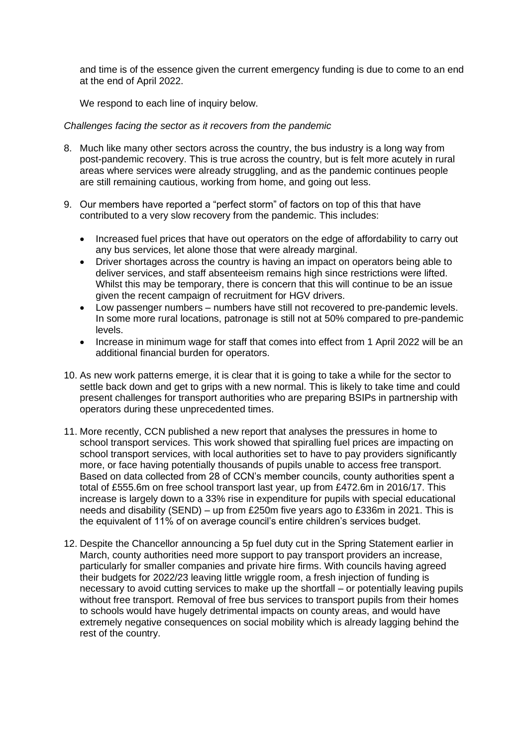and time is of the essence given the current emergency funding is due to come to an end at the end of April 2022.

We respond to each line of inquiry below.

*Challenges facing the sector as it recovers from the pandemic*

8. Much like many other sectors across the country, the bus industry is a long way from post-pandemic recovery. This is true across the country, but is felt more acutely in rural areas where services were already struggling, and as the pandemic continues people are still remaining cautious, working from home, and going out less.

9. Our members have reported a "perfect storm" of factors on top of this that have contributed to a very slow recovery from the pandemic. This includes:

    - Increased fuel prices that have out operators on the edge of affordability to carry out any bus services, let alone those that were already marginal.
    - Driver shortages across the country is having an impact on operators being able to deliver services, and staff absenteeism remains high since restrictions were lifted. Whilst this may be temporary, there is concern that this will continue to be an issue given the recent campaign of recruitment for HGV drivers.
    - Low passenger numbers – numbers have still not recovered to pre-pandemic levels. In some more rural locations, patronage is still not at 50% compared to pre-pandemic levels.
    - Increase in minimum wage for staff that comes into effect from 1 April 2022 will be an additional financial burden for operators.

10. As new work patterns emerge, it is clear that it is going to take a while for the sector to settle back down and get to grips with a new normal. This is likely to take time and could present challenges for transport authorities who are preparing BSIPs in partnership with operators during these unprecedented times.

11. More recently, CCN published a new report that analyses the pressures in home to school transport services. This work showed that spiralling fuel prices are impacting on school transport services, with local authorities set to have to pay providers significantly more, or face having potentially thousands of pupils unable to access free transport. Based on data collected from 28 of CCN's member councils, county authorities spent a total of £555.6m on free school transport last year, up from £472.6m in 2016/17. This increase is largely down to a 33% rise in expenditure for pupils with special educational needs and disability (SEND) – up from £250m five years ago to £336m in 2021. This is the equivalent of 11% of on average council's entire children's services budget.

12. Despite the Chancellor announcing a 5p fuel duty cut in the Spring Statement earlier in March, county authorities need more support to pay transport providers an increase, particularly for smaller companies and private hire firms. With councils having agreed their budgets for 2022/23 leaving little wriggle room, a fresh injection of funding is necessary to avoid cutting services to make up the shortfall – or potentially leaving pupils without free transport. Removal of free bus services to transport pupils from their homes to schools would have hugely detrimental impacts on county areas, and would have extremely negative consequences on social mobility which is already lagging behind the rest of the country.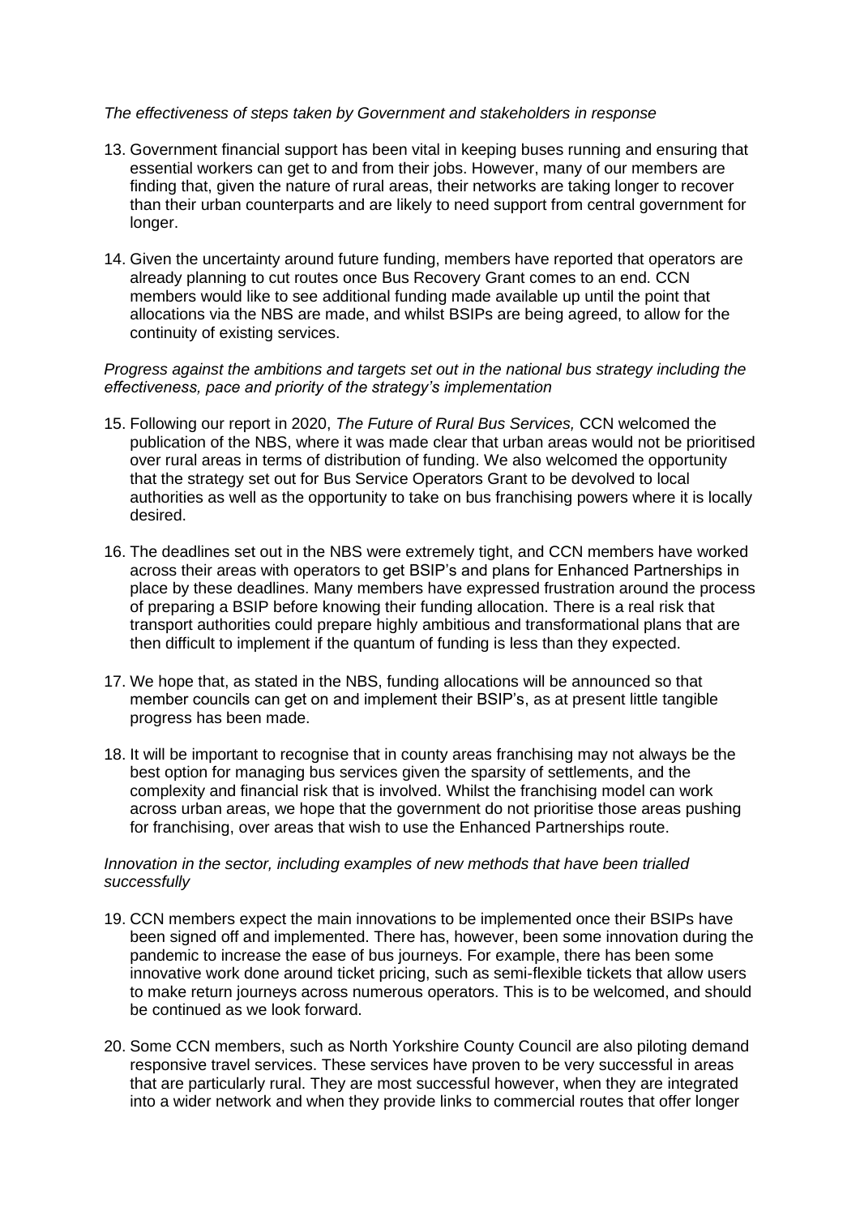*The effectiveness of steps taken by Government and stakeholders in response*

13. Government financial support has been vital in keeping buses running and ensuring that essential workers can get to and from their jobs. However, many of our members are finding that, given the nature of rural areas, their networks are taking longer to recover than their urban counterparts and are likely to need support from central government for longer.

14. Given the uncertainty around future funding, members have reported that operators are already planning to cut routes once Bus Recovery Grant comes to an end. CCN members would like to see additional funding made available up until the point that allocations via the NBS are made, and whilst BSIPs are being agreed, to allow for the continuity of existing services.

*Progress against the ambitions and targets set out in the national bus strategy including the effectiveness, pace and priority of the strategy's implementation*

15. Following our report in 2020, *The Future of Rural Bus Services,* CCN welcomed the publication of the NBS, where it was made clear that urban areas would not be prioritised over rural areas in terms of distribution of funding. We also welcomed the opportunity that the strategy set out for Bus Service Operators Grant to be devolved to local authorities as well as the opportunity to take on bus franchising powers where it is locally desired.

16. The deadlines set out in the NBS were extremely tight, and CCN members have worked across their areas with operators to get BSIP's and plans for Enhanced Partnerships in place by these deadlines. Many members have expressed frustration around the process of preparing a BSIP before knowing their funding allocation. There is a real risk that transport authorities could prepare highly ambitious and transformational plans that are then difficult to implement if the quantum of funding is less than they expected.

17. We hope that, as stated in the NBS, funding allocations will be announced so that member councils can get on and implement their BSIP's, as at present little tangible progress has been made.

18. It will be important to recognise that in county areas franchising may not always be the best option for managing bus services given the sparsity of settlements, and the complexity and financial risk that is involved. Whilst the franchising model can work across urban areas, we hope that the government do not prioritise those areas pushing for franchising, over areas that wish to use the Enhanced Partnerships route.

*Innovation in the sector, including examples of new methods that have been trialled successfully*

19. CCN members expect the main innovations to be implemented once their BSIPs have been signed off and implemented. There has, however, been some innovation during the pandemic to increase the ease of bus journeys. For example, there has been some innovative work done around ticket pricing, such as semi-flexible tickets that allow users to make return journeys across numerous operators. This is to be welcomed, and should be continued as we look forward.

20. Some CCN members, such as North Yorkshire County Council are also piloting demand responsive travel services. These services have proven to be very successful in areas that are particularly rural. They are most successful however, when they are integrated into a wider network and when they provide links to commercial routes that offer longer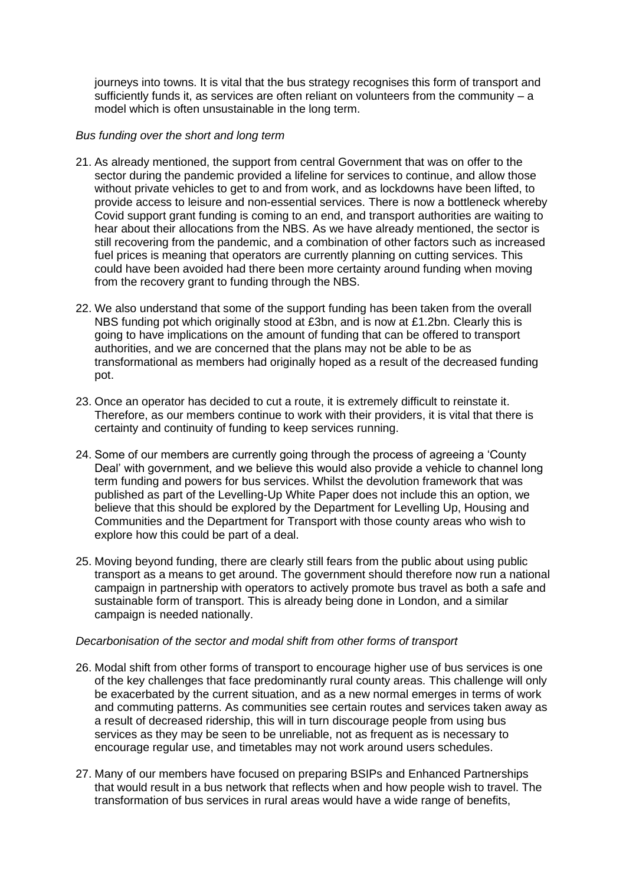journeys into towns. It is vital that the bus strategy recognises this form of transport and sufficiently funds it, as services are often reliant on volunteers from the community – a model which is often unsustainable in the long term.

*Bus funding over the short and long term*

21. As already mentioned, the support from central Government that was on offer to the sector during the pandemic provided a lifeline for services to continue, and allow those without private vehicles to get to and from work, and as lockdowns have been lifted, to provide access to leisure and non-essential services. There is now a bottleneck whereby Covid support grant funding is coming to an end, and transport authorities are waiting to hear about their allocations from the NBS. As we have already mentioned, the sector is still recovering from the pandemic, and a combination of other factors such as increased fuel prices is meaning that operators are currently planning on cutting services. This could have been avoided had there been more certainty around funding when moving from the recovery grant to funding through the NBS.

22. We also understand that some of the support funding has been taken from the overall NBS funding pot which originally stood at £3bn, and is now at £1.2bn. Clearly this is going to have implications on the amount of funding that can be offered to transport authorities, and we are concerned that the plans may not be able to be as transformational as members had originally hoped as a result of the decreased funding pot.

23. Once an operator has decided to cut a route, it is extremely difficult to reinstate it. Therefore, as our members continue to work with their providers, it is vital that there is certainty and continuity of funding to keep services running.

24. Some of our members are currently going through the process of agreeing a 'County Deal' with government, and we believe this would also provide a vehicle to channel long term funding and powers for bus services. Whilst the devolution framework that was published as part of the Levelling-Up White Paper does not include this an option, we believe that this should be explored by the Department for Levelling Up, Housing and Communities and the Department for Transport with those county areas who wish to explore how this could be part of a deal.

25. Moving beyond funding, there are clearly still fears from the public about using public transport as a means to get around. The government should therefore now run a national campaign in partnership with operators to actively promote bus travel as both a safe and sustainable form of transport. This is already being done in London, and a similar campaign is needed nationally.

*Decarbonisation of the sector and modal shift from other forms of transport*

26. Modal shift from other forms of transport to encourage higher use of bus services is one of the key challenges that face predominantly rural county areas. This challenge will only be exacerbated by the current situation, and as a new normal emerges in terms of work and commuting patterns. As communities see certain routes and services taken away as a result of decreased ridership, this will in turn discourage people from using bus services as they may be seen to be unreliable, not as frequent as is necessary to encourage regular use, and timetables may not work around users schedules.

27. Many of our members have focused on preparing BSIPs and Enhanced Partnerships that would result in a bus network that reflects when and how people wish to travel. The transformation of bus services in rural areas would have a wide range of benefits,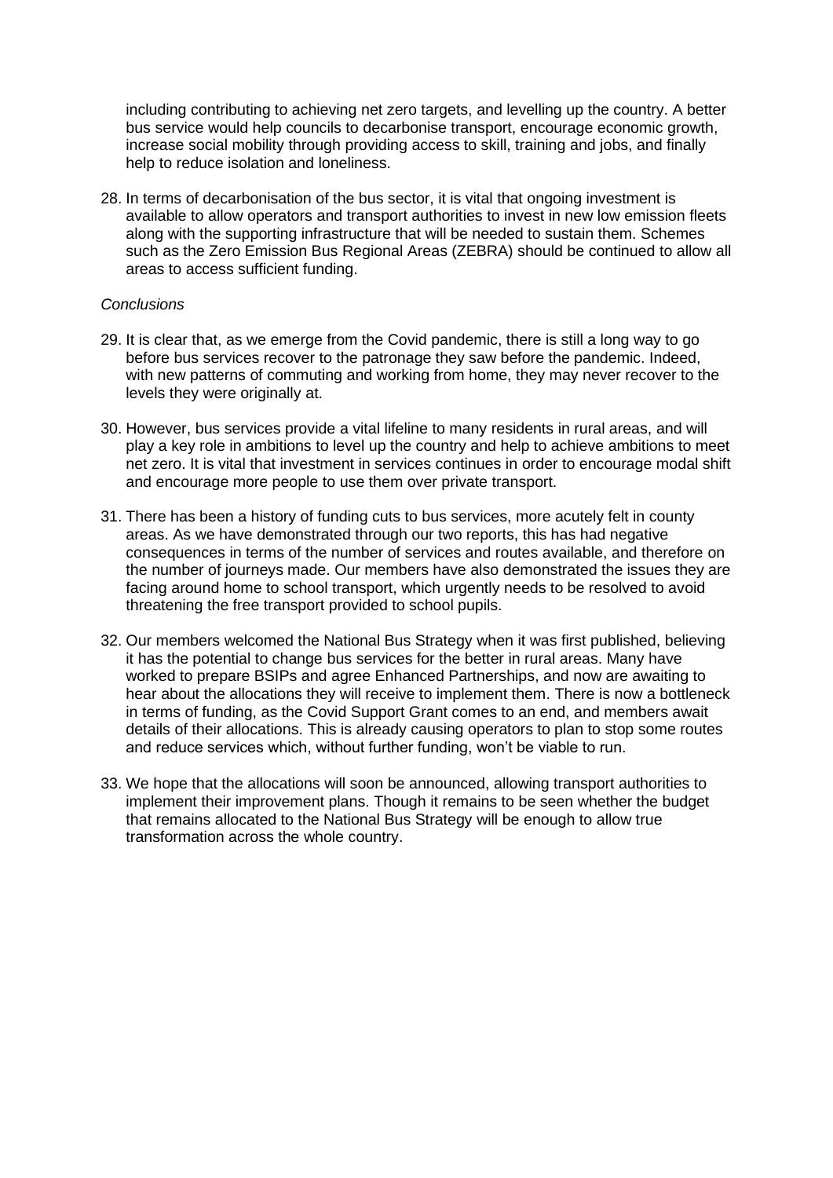including contributing to achieving net zero targets, and levelling up the country. A better bus service would help councils to decarbonise transport, encourage economic growth, increase social mobility through providing access to skill, training and jobs, and finally help to reduce isolation and loneliness.

28. In terms of decarbonisation of the bus sector, it is vital that ongoing investment is available to allow operators and transport authorities to invest in new low emission fleets along with the supporting infrastructure that will be needed to sustain them. Schemes such as the Zero Emission Bus Regional Areas (ZEBRA) should be continued to allow all areas to access sufficient funding.

*Conclusions*

29. It is clear that, as we emerge from the Covid pandemic, there is still a long way to go before bus services recover to the patronage they saw before the pandemic. Indeed, with new patterns of commuting and working from home, they may never recover to the levels they were originally at.

30. However, bus services provide a vital lifeline to many residents in rural areas, and will play a key role in ambitions to level up the country and help to achieve ambitions to meet net zero. It is vital that investment in services continues in order to encourage modal shift and encourage more people to use them over private transport.

31. There has been a history of funding cuts to bus services, more acutely felt in county areas. As we have demonstrated through our two reports, this has had negative consequences in terms of the number of services and routes available, and therefore on the number of journeys made. Our members have also demonstrated the issues they are facing around home to school transport, which urgently needs to be resolved to avoid threatening the free transport provided to school pupils.

32. Our members welcomed the National Bus Strategy when it was first published, believing it has the potential to change bus services for the better in rural areas. Many have worked to prepare BSIPs and agree Enhanced Partnerships, and now are awaiting to hear about the allocations they will receive to implement them. There is now a bottleneck in terms of funding, as the Covid Support Grant comes to an end, and members await details of their allocations. This is already causing operators to plan to stop some routes and reduce services which, without further funding, won't be viable to run.

33. We hope that the allocations will soon be announced, allowing transport authorities to implement their improvement plans. Though it remains to be seen whether the budget that remains allocated to the National Bus Strategy will be enough to allow true transformation across the whole country.